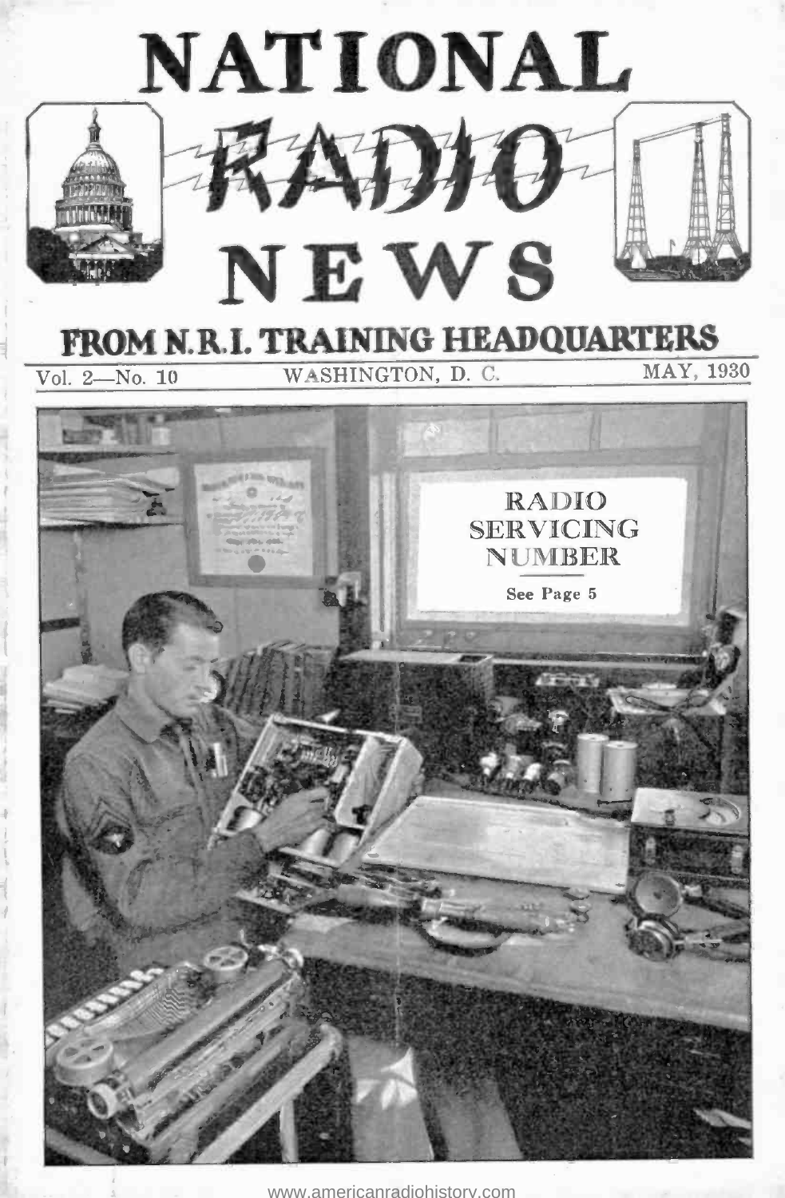# NATIONAL RADIO NEWS

## FROM N.R.I. TRAINING HEADQUARTERS

Vol. 2—No. 10 WASHINGTON, D. C. MAY, 1930

RADIO SERVICING NUMBER

See Page 5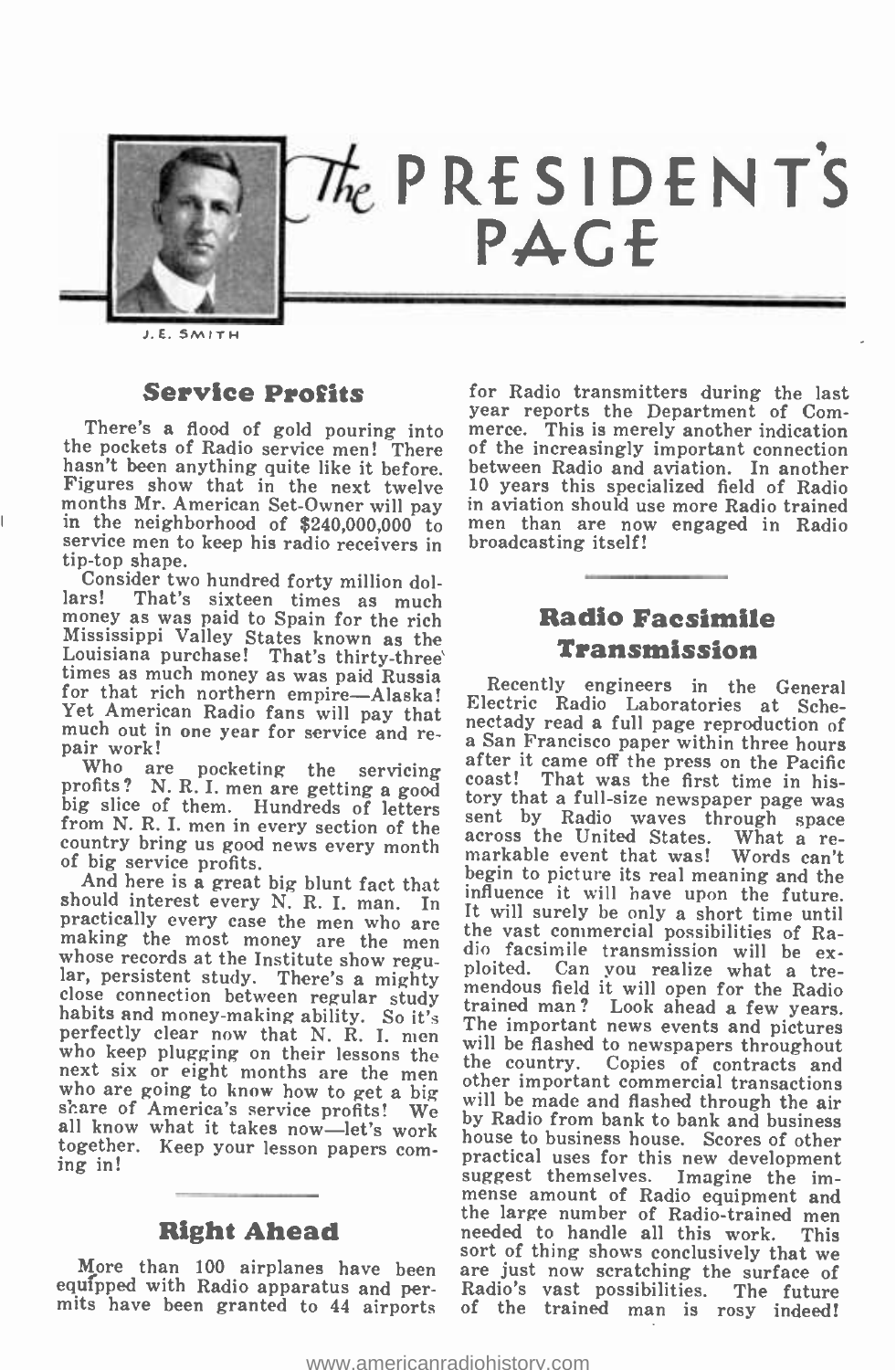# The PRESIDENT'S PAGE

J. E. SMITH

## Service Profits

There's a flood of gold pouring into the pockets of Radio service men! There hasn't been anything quite like it before. Figures show that in the next twelve months Mr. American Set-Owner will pay in the neighborhood of $240,000,000 to service men to keep his radio receivers in tip-top shape.

Consider two hundred forty million dollars! That's sixteen times as much money as was paid to Spain for the rich Mississippi Valley States known as the Louisiana purchase! That's thirty-three times as much money as was paid Russia for that rich northern empire—Alaska! Yet American Radio fans will pay that much out in one year for service and repair work!

Who are pocketing the servicing profits? N. R. I. men are getting a good big slice of them. Hundreds of letters from N. R. I. men in every section of the country bring us good news every month of big service profits.

And here is a great big blunt fact that should interest every N. R. I. man. In practically every case the men who are making the most money are the men whose records at the Institute show regular, persistent study. There's a mighty close connection between regular study habits and money-making ability. So it's perfectly clear now that N. R. I. men who keep plugging on their lessons the next six or eight months are the men who are going to know how to get a big share of America's service profits! We all know what it takes now—let's work together. Keep your lesson papers coming in!

## Right Ahead

More than 100 airplanes have been equipped with Radio apparatus and permits have been granted to 44 airports for Radio transmitters during the last year reports the Department of Commerce. This is merely another indication of the increasingly important connection between Radio and aviation. In another 10 years this specialized field of Radio in aviation should use more Radio trained men than are now engaged in Radio broadcasting itself!

## Radio Facsimile Transmission

Recently engineers in the General Electric Radio Laboratories at Schenectady read a full page reproduction of a San Francisco paper within three hours after it came off the press on the Pacific coast! That was the first time in history that a full-size newspaper page was sent by Radio waves through space across the United States. What a remarkable event that was! Words can't begin to picture its real meaning and the influence it will have upon the future. It will surely be only a short time until the vast commercial possibilities of Radio facsimile transmission will be exploited. Can you realize what a tremendous field it will open for the Radio trained man? Look ahead a few years. The important news events and pictures will be flashed to newspapers throughout the country. Copies of contracts and other important commercial transactions will be made and flashed through the air by Radio from bank to bank and business house to business house. Scores of other practical uses for this new development suggest themselves. Imagine the immense amount of Radio equipment and the large number of Radio-trained men needed to handle all this work. This sort of thing shows conclusively that we are just now scratching the surface of Radio's vast possibilities. The future of the trained man is rosy indeed!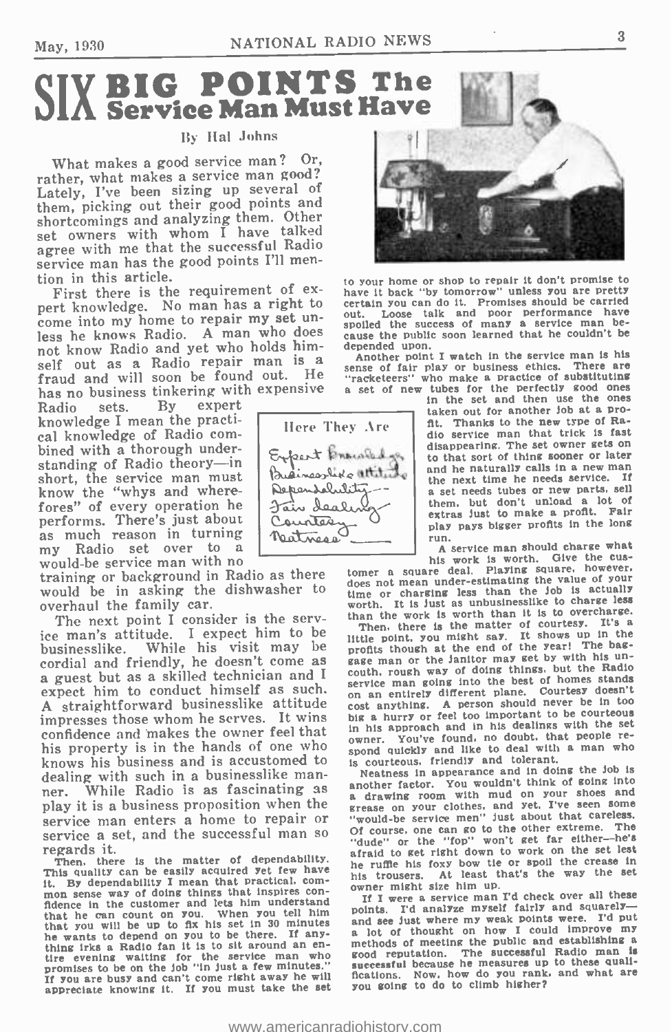# SIX BIG POINTS The Service Man Must Have

By Hal Johns

What makes a good service man? Or, rather, what makes a service man good? Lately, I've been sizing up several of them, picking out their good points and shortcomings and analyzing them. Other set owners with whom I have talked agree with me that the successful Radio service man has the good points I'll mention in this article.

First there is the requirement of expert knowledge. No man has a right to come into my home to repair my set unless he knows Radio. A man who does not know Radio and yet who holds himself out as a Radio repair man is a fraud and will soon be found out. He has no business tinkering with expensive Radio sets. By expert knowledge I mean the practical knowledge of Radio combined with a thorough understanding of Radio theory—in short, the service man must know the "whys and wherefores" of every operation he performs. There's just about as much reason in turning my Radio set over to a would-be service man with no training or background in Radio as there would be in asking the dishwasher to overhaul the family car.

**Here They Are**

- Expert Knowledge
- Businesslike attitude
- Dependability
- Fair dealing
- Courtesy
- Neatness

The next point I consider is the service man's attitude. I expect him to be businesslike. While his visit may be cordial and friendly, he doesn't come as a guest but as a skilled technician and I expect him to conduct himself as such. A straightforward businesslike attitude impresses those whom he serves. It wins confidence and makes the owner feel that his property is in the hands of one who knows his business and is accustomed to dealing with such in a businesslike manner. While Radio is as fascinating as play it is a business proposition when the service man enters a home to repair or service a set, and the successful man so regards it.

Then, there is the matter of dependability. This quality can be easily acquired yet few have it. By dependability I mean that practical, common sense way of doing things that inspires confidence in the customer and lets him understand that he can count on you. When you tell him that you will be up to fix his set in 30 minutes he wants to depend on you to be there. If anything irks a Radio fan it is to sit around an entire evening waiting for the service man who promises to be on the job "in just a few minutes." If you are busy and can't come right away he will appreciate knowing it. If you must take the set to your home or shop to repair it don't promise to have it back "by tomorrow" unless you are pretty certain you can do it. Promises should be carried out. Loose talk and poor performance have spoiled the success of many a service man because the public soon learned that he couldn't be depended upon.

Another point I watch in the service man is his sense of fair play or business ethics. There are "racketeers" who make a practice of substituting a set of new tubes for the perfectly good ones in the set and then use the ones taken out for another job at a profit. Thanks to the new type of Radio service man that trick is fast disappearing. The set owner gets on to that sort of thing sooner or later and he naturally calls in a new man the next time he needs service. If a set needs tubes or new parts, sell them, but don't unload a lot of extras just to make a profit. Fair play pays bigger profits in the long run.

A service man should charge what his work is worth. Give the customer a square deal. Playing square, however, does not mean under-estimating the value of your time or charging less than the job is actually worth. It is just as unbusinesslike to charge less than the work is worth than it is to overcharge.

Then, there is the matter of courtesy. It's a little point, you might say. It shows up in the profits though at the end of the year! The baggage man or the janitor may get by with his uncouth, rough way of doing things, but the Radio service man going into the best of homes stands on an entirely different plane. Courtesy doesn't cost anything. A person should never be in too big a hurry or feel too important to be courteous in his approach and in his dealings with the set owner. You've found, no doubt, that people respond quickly and like to deal with a man who is courteous, friendly and tolerant.

Neatness in appearance and in doing the job is another factor. You wouldn't think of going into a drawing room with mud on your shoes and grease on your clothes, and yet, I've seen some "would-be service men" just about that careless. Of course, one can go to the other extreme. The "dude" or the "fop" won't get far either—he's afraid to get right down to work on the set lest he ruffle his foxy bow tie or spoil the crease in his trousers. At least that's the way the set owner might size him up.

If I were a service man I'd check over all these points. I'd analyze myself fairly and squarely—and see just where my weak points were. I'd put a lot of thought on how I could improve my methods of meeting the public and establishing a good reputation. The successful Radio man is successful because he measures up to these qualifications. Now, how do you rank, and what are you going to do to climb higher?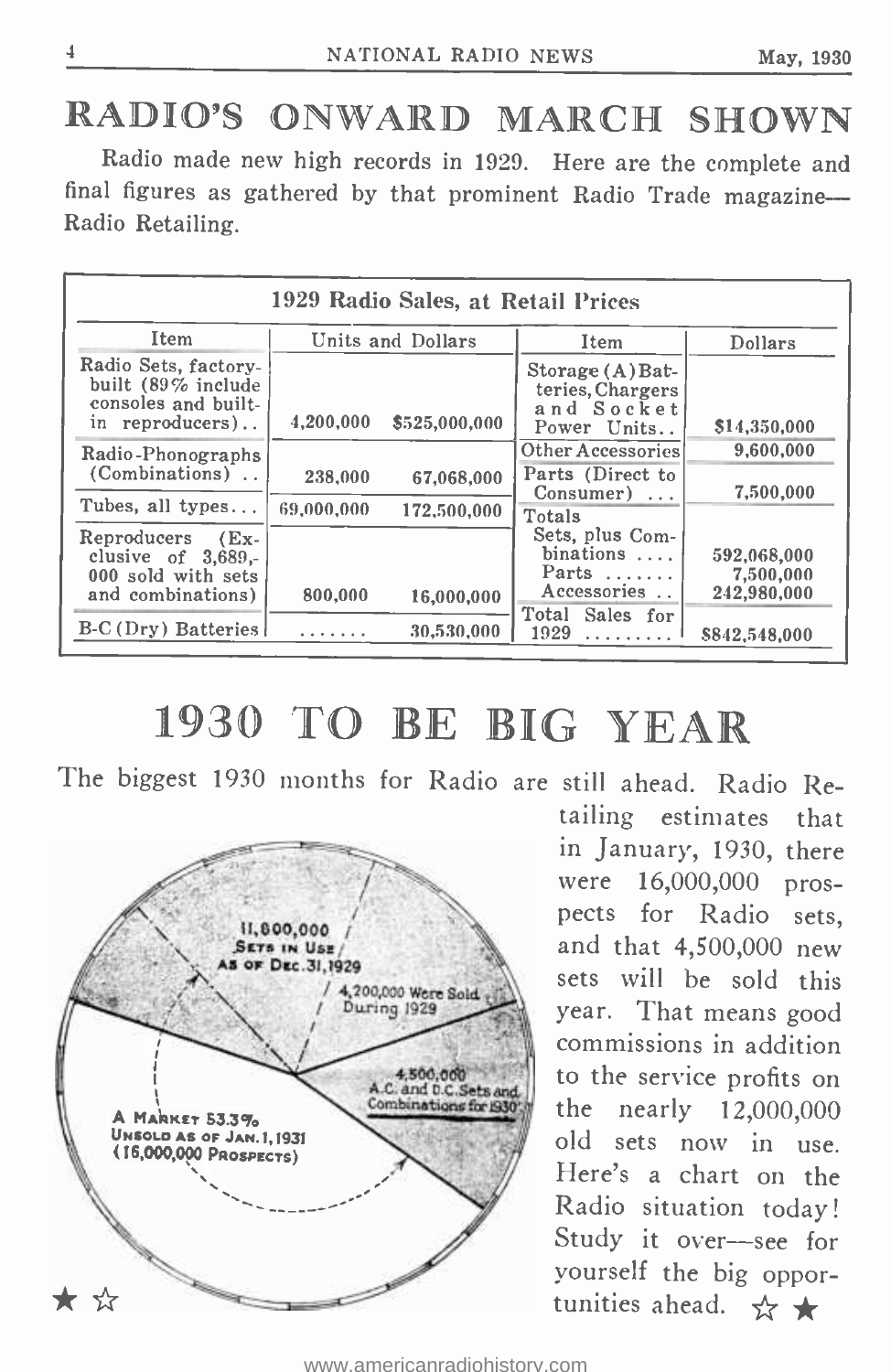# RADIO'S ONWARD MARCH SHOWN

Radio made new high records in 1929. Here are the complete and final figures as gathered by that prominent Radio Trade magazine—Radio Retailing.

**1929 Radio Sales, at Retail Prices**

| Item | Units | Dollars |
|---|---|---|
| Radio Sets, factory-built (89% include consoles and built-in reproducers).. | 4,200,000 | $525,000,000 |
| Radio-Phonographs (Combinations) .. | 238,000 | 67,068,000 |
| Tubes, all types... | 69,000,000 | 172,500,000 |
| Reproducers (Exclusive of 3,689,000 sold with sets and combinations) | 800,000 | 16,000,000 |
| B-C (Dry) Batteries | ....... | 30,530,000 |

| Item | Dollars |
|---|---|
| Storage (A) Batteries, Chargers and Socket Power Units.. | $14,350,000 |
| Other Accessories | 9,600,000 |
| Parts (Direct to Consumer) ... | 7,500,000 |
| Totals | |
| Sets, plus Combinations .... | 592,068,000 |
| Parts ....... | 7,500,000 |
| Accessories .. | 242,980,000 |
| Total Sales for 1929 ......... | $842,548,000 |

# 1930 TO BE BIG YEAR

The biggest 1930 months for Radio are still ahead. Radio Retailing estimates that in January, 1930, there were 16,000,000 prospects for Radio sets, and that 4,500,000 new sets will be sold this year. That means good commissions in addition to the service profits on the nearly 12,000,000 old sets now in use. Here's a chart on the Radio situation today! Study it over—see for yourself the big opportunities ahead. ☆ ★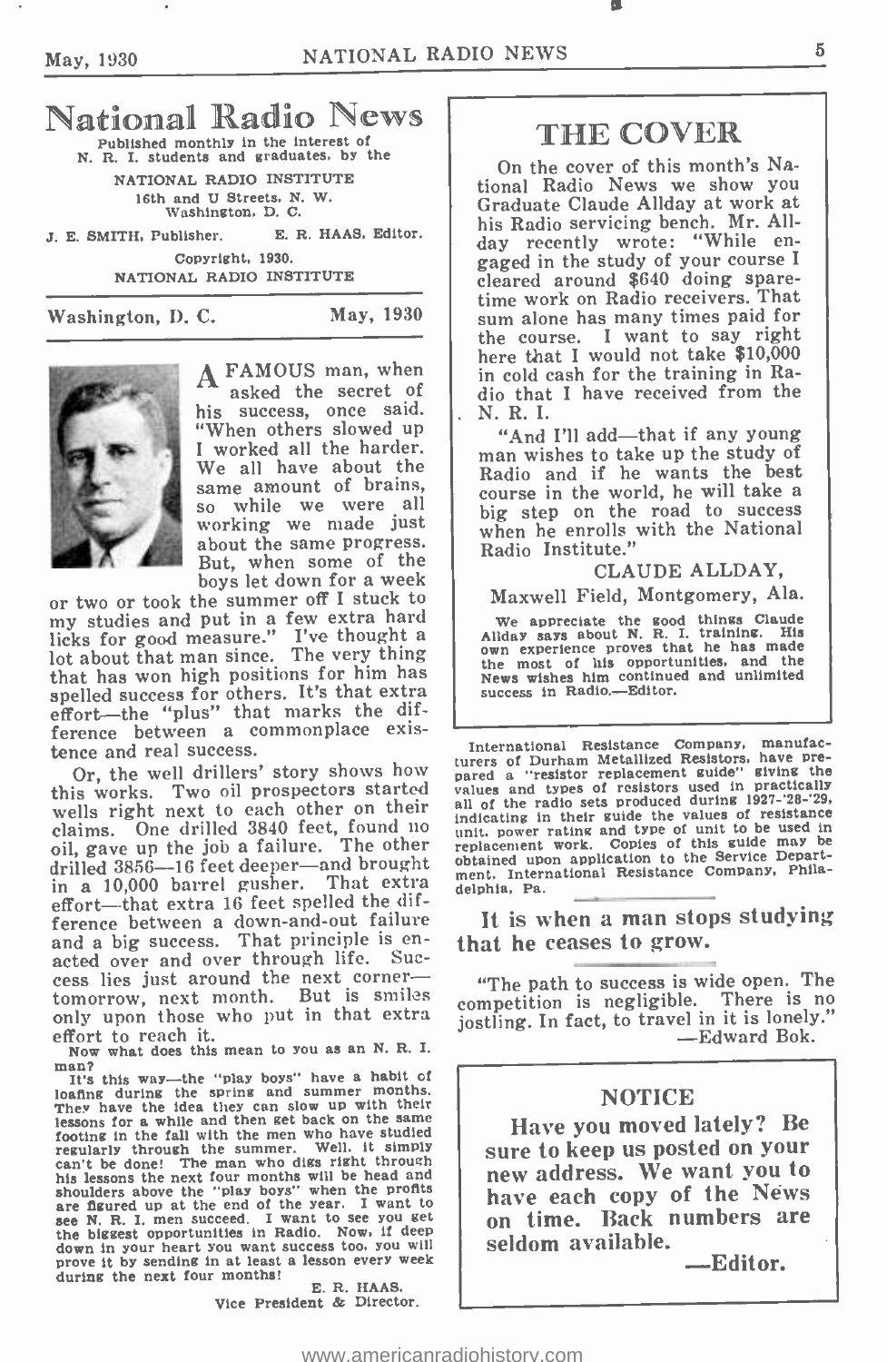# National Radio News

Published monthly in the interest of N. R. I. students and graduates, by the

NATIONAL RADIO INSTITUTE
16th and U Streets, N. W.
Washington, D. C.

J. E. SMITH, Publisher. E. R. HAAS, Editor.

Copyright, 1930.
NATIONAL RADIO INSTITUTE

Washington, D. C. May, 1930

A FAMOUS man, when asked the secret of his success, once said. "When others slowed up I worked all the harder. We all have about the same amount of brains, so while we were all working we made just about the same progress. But, when some of the boys let down for a week or two or took the summer off I stuck to my studies and put in a few extra hard licks for good measure." I've thought a lot about that man since. The very thing that has won high positions for him has spelled success for others. It's that extra effort—the "plus" that marks the difference between a commonplace existence and real success.

Or, the well drillers' story shows how this works. Two oil prospectors started wells right next to each other on their claims. One drilled 3840 feet, found no oil, gave up the job a failure. The other drilled 3856—16 feet deeper—and brought in a 10,000 barrel gusher. That extra effort—that extra 16 feet spelled the difference between a down-and-out failure and a big success. That principle is enacted over and over through life. Success lies just around the next corner—tomorrow, next month. But is smiles only upon those who put in that extra effort to reach it.

Now what does this mean to you as an N. R. I. man?

It's this way—the "play boys" have a habit of loafing during the spring and summer months. They have the idea they can slow up with their lessons for a while and then get back on the same footing in the fall with the men who have studied regularly through the summer. Well, it simply can't be done! The man who digs right through his lessons the next four months will be head and shoulders above the "play boys" when the profits are figured up at the end of the year. I want to see N. R. I. men succeed. I want to see you get the biggest opportunities in Radio. Now, if deep down in your heart you want success too, you will prove it by sending in at least a lesson every week during the next four months!

E. R. HAAS,
Vice President & Director.

## THE COVER

On the cover of this month's National Radio News we show you Graduate Claude Allday at work at his Radio servicing bench. Mr. Allday recently wrote: "While engaged in the study of your course I cleared around $640 doing spare-time work on Radio receivers. That sum alone has many times paid for the course. I want to say right here that I would not take $10,000 in cold cash for the training in Radio that I have received from the N. R. I.

"And I'll add—that if any young man wishes to take up the study of Radio and if he wants the best course in the world, he will take a big step on the road to success when he enrolls with the National Radio Institute."

CLAUDE ALLDAY,
Maxwell Field, Montgomery, Ala.

We appreciate the good things Claude Allday says about N. R. I. training. His own experience proves that he has made the most of his opportunities, and the News wishes him continued and unlimited success in Radio.—Editor.

International Resistance Company, manufacturers of Durham Metallized Resistors, have prepared a "resistor replacement guide" giving the values and types of resistors used in practically all of the radio sets produced during 1927-'28-'29, indicating in their guide the values of resistance unit, power rating and type of unit to be used in replacement work. Copies of this guide may be obtained upon application to the Service Department, International Resistance Company, Philadelphia, Pa.

**It is when a man stops studying that he ceases to grow.**

"The path to success is wide open. The competition is negligible. There is no jostling. In fact, to travel in it is lonely."
—Edward Bok.

## NOTICE

**Have you moved lately? Be sure to keep us posted on your new address. We want you to have each copy of the News on time. Back numbers are seldom available.**

**—Editor.**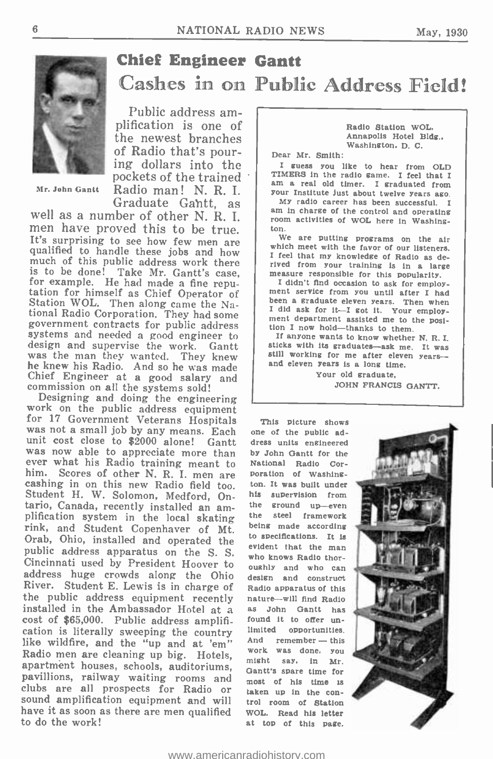# Chief Engineer Gantt

## Cashes in on Public Address Field!

Mr. John Gantt

Public address amplification is one of the newest branches of Radio that's pouring dollars into the pockets of the trained Radio man! N. R. I. Graduate Gantt, as well as a number of other N. R. I. men have proved this to be true. It's surprising to see how few men are qualified to handle these jobs and how much of this public address work there is to be done! Take Mr. Gantt's case, for example. He had made a fine reputation for himself as Chief Operator of Station WOL. Then along came the National Radio Corporation. They had some government contracts for public address systems and needed a good engineer to design and supervise the work. Gantt was the man they wanted. They knew he knew his Radio. And so he was made Chief Engineer at a good salary and commission on all the systems sold!

Designing and doing the engineering work on the public address equipment for 17 Government Veterans Hospitals was not a small job by any means. Each unit cost close to $2000 alone! Gantt was now able to appreciate more than ever what his Radio training meant to him. Scores of other N. R. I. men are cashing in on this new Radio field too. Student H. W. Solomon, Medford, Ontario, Canada, recently installed an amplification system in the local skating rink, and Student Copenhaver of Mt. Orab, Ohio, installed and operated the public address apparatus on the S. S. Cincinnati used by President Hoover to address huge crowds along the Ohio River. Student E. Lewis is in charge of the public address equipment recently installed in the Ambassador Hotel at a cost of $65,000. Public address amplification is literally sweeping the country like wildfire, and the "up and at 'em" Radio men are cleaning up big. Hotels, apartment houses, schools, auditoriums, pavillions, railway waiting rooms and clubs are all prospects for Radio or sound amplification equipment and will have it as soon as there are men qualified to do the work!

> Radio Station WOL,
> Annapolis Hotel Bldg.,
> Washington, D. C.
>
> Dear Mr. Smith:
>
> I guess you like to hear from OLD TIMERS in the radio game. I feel that I am a real old timer. I graduated from your Institute just about twelve years ago.
>
> My radio career has been successful. I am in charge of the control and operating room activities of WOL here in Washington.
>
> We are putting programs on the air which meet with the favor of our listeners. I feel that my knowledge of Radio as derived from your training is in a large measure responsible for this popularity.
>
> I didn't find occasion to ask for employment service from you until after I had been a graduate eleven years. Then when I did ask for it—I got it. Your employment department assisted me to the position I now hold—thanks to them.
>
> If anyone wants to know whether N. R. I. sticks with its graduates—ask me. It was still working for me after eleven years—and eleven years is a long time.
>
> Your old graduate,
> JOHN FRANCIS GANTT.

This picture shows one of the public address units engineered by John Gantt for the National Radio Corporation of Washington. It was built under his supervision from the ground up—even the steel framework being made according to specifications. It is evident that the man who knows Radio thoroughly and who can design and construct Radio apparatus of this nature—will find Radio as John Gantt has found it to offer unlimited opportunities. And remember — this work was done, you might say, in Mr. Gantt's spare time for most of his time is taken up in the control room of Station WOL. Read his letter at top of this page.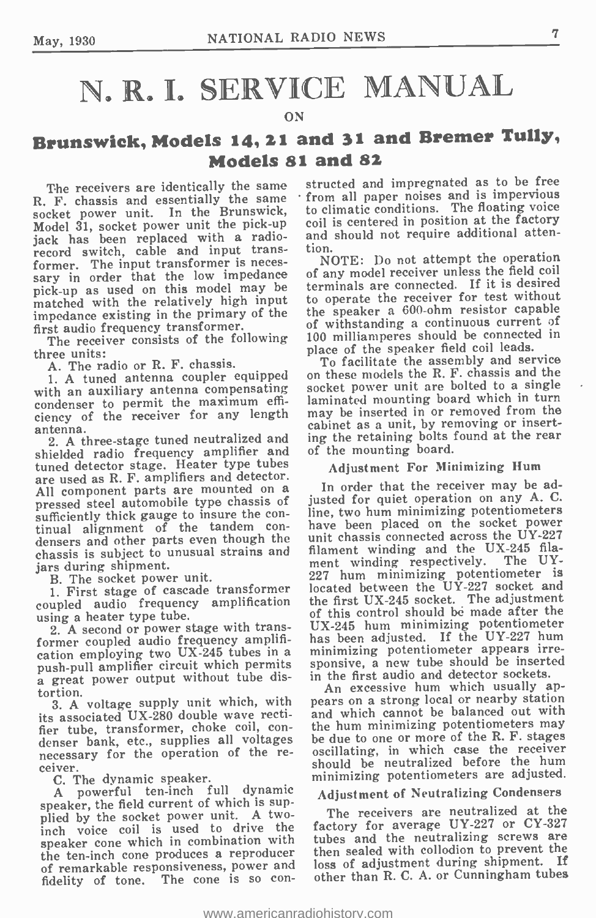# N. R. I. SERVICE MANUAL

ON

## Brunswick, Models 14, 21 and 31 and Bremer Tully, Models 81 and 82

The receivers are identically the same R. F. chassis and essentially the same socket power unit. In the Brunswick, Model 31, socket power unit the pick-up jack has been replaced with a radio-record switch, cable and input transformer. The input transformer is necessary in order that the low impedance pick-up as used on this model may be matched with the relatively high input impedance existing in the primary of the first audio frequency transformer.

The receiver consists of the following three units:

A. The radio or R. F. chassis.

1. A tuned antenna coupler equipped with an auxiliary antenna compensating condenser to permit the maximum efficiency of the receiver for any length antenna.

2. A three-stage tuned neutralized and shielded radio frequency amplifier and tuned detector stage. Heater type tubes are used as R. F. amplifiers and detector. All component parts are mounted on a pressed steel automobile type chassis of sufficiently thick gauge to insure the continual alignment of the tandem condensers and other parts even though the chassis is subject to unusual strains and jars during shipment.

B. The socket power unit.

1. First stage of cascade transformer coupled audio frequency amplification using a heater type tube.

2. A second or power stage with transformer coupled audio frequency amplification employing two UX-245 tubes in a push-pull amplifier circuit which permits a great power output without tube distortion.

3. A voltage supply unit which, with its associated UX-280 double wave rectifier tube, transformer, choke coil, condenser bank, etc., supplies all voltages necessary for the operation of the receiver.

C. The dynamic speaker.

A powerful ten-inch full dynamic speaker, the field current of which is supplied by the socket power unit. A two-inch voice coil is used to drive the speaker cone which in combination with the ten-inch cone produces a reproducer of remarkable responsiveness, power and fidelity of tone. The cone is so constructed and impregnated as to be free from all paper noises and is impervious to climatic conditions. The floating voice coil is centered in position at the factory and should not require additional attention.

NOTE: Do not attempt the operation of any model receiver unless the field coil terminals are connected. If it is desired to operate the receiver for test without the speaker a 600-ohm resistor capable of withstanding a continuous current of 100 milliamperes should be connected in place of the speaker field coil leads.

To facilitate the assembly and service on these models the R. F. chassis and the socket power unit are bolted to a single laminated mounting board which in turn may be inserted in or removed from the cabinet as a unit, by removing or inserting the retaining bolts found at the rear of the mounting board.

### Adjustment For Minimizing Hum

In order that the receiver may be adjusted for quiet operation on any A. C. line, two hum minimizing potentiometers have been placed on the socket power unit chassis connected across the UY-227 filament winding and the UX-245 filament winding respectively. The UY-227 hum minimizing potentiometer is located between the UY-227 socket and the first UX-245 socket. The adjustment of this control should be made after the UX-245 hum minimizing potentiometer has been adjusted. If the UY-227 hum minimizing potentiometer appears irresponsive, a new tube should be inserted in the first audio and detector sockets.

An excessive hum which usually appears on a strong local or nearby station and which cannot be balanced out with the hum minimizing potentiometers may be due to one or more of the R. F. stages oscillating, in which case the receiver should be neutralized before the hum minimizing potentiometers are adjusted.

### Adjustment of Neutralizing Condensers

The receivers are neutralized at the factory for average UY-227 or CY-327 tubes and the neutralizing screws are then sealed with collodion to prevent the loss of adjustment during shipment. If other than R. C. A. or Cunningham tubes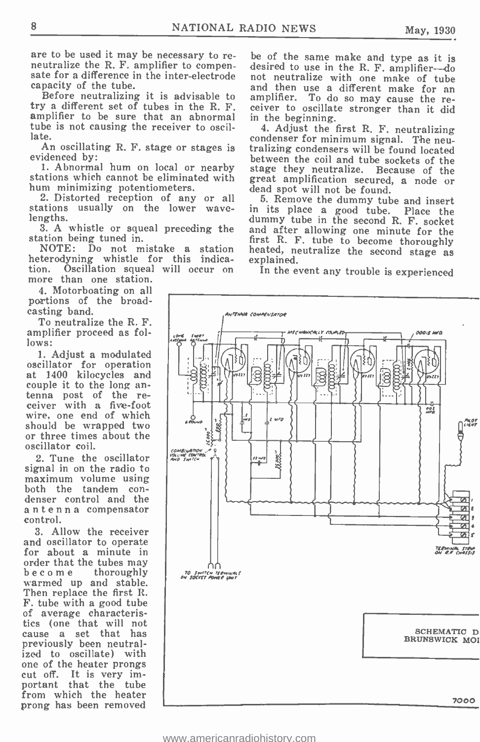are to be used it may be necessary to re-neutralize the R. F. amplifier to compensate for a difference in the inter-electrode capacity of the tube.

Before neutralizing it is advisable to try a different set of tubes in the R. F. amplifier to be sure that an abnormal tube is not causing the receiver to oscillate.

An oscillating R. F. stage or stages is evidenced by:

1. Abnormal hum on local or nearby stations which cannot be eliminated with hum minimizing potentiometers.
2. Distorted reception of any or all stations usually on the lower wave-lengths.
3. A whistle or squeal preceding the station being tuned in.

NOTE: Do not mistake a station heterodyning whistle for this indication. Oscillation squeal will occur on more than one station.

4. Motorboating on all portions of the broadcasting band.

To neutralize the R. F. amplifier proceed as follows:

1. Adjust a modulated oscillator for operation at 1400 kilocycles and couple it to the long antenna post of the receiver with a five-foot wire, one end of which should be wrapped two or three times about the oscillator coil.

2. Tune the oscillator signal in on the radio to maximum volume using both the tandem condenser control and the antenna compensator control.

3. Allow the receiver and oscillator to operate for about a minute in order that the tubes may become thoroughly warmed up and stable. Then replace the first R. F. tube with a good tube of average characteristics (one that will not cause a set that has previously been neutralized to oscillate) with one of the heater prongs cut off. It is very important that the tube from which the heater prong has been removed be of the same make and type as it is desired to use in the R. F. amplifier—do not neutralize with one make of tube and then use a different make for an amplifier. To do so may cause the receiver to oscillate stronger than it did in the beginning.

4. Adjust the first R. F. neutralizing condenser for minimum signal. The neutralizing condensers will be found located between the coil and tube sockets of the stage they neutralize. Because of the great amplification secured, a node or dead spot will not be found.

5. Remove the dummy tube and insert in its place a good tube. Place the dummy tube in the second R. F. socket and after allowing one minute for the first R. F. tube to become thoroughly heated, neutralize the second stage as explained.

In the event any trouble is experienced

SCHEMATIC D
BRUNSWICK MOI

7000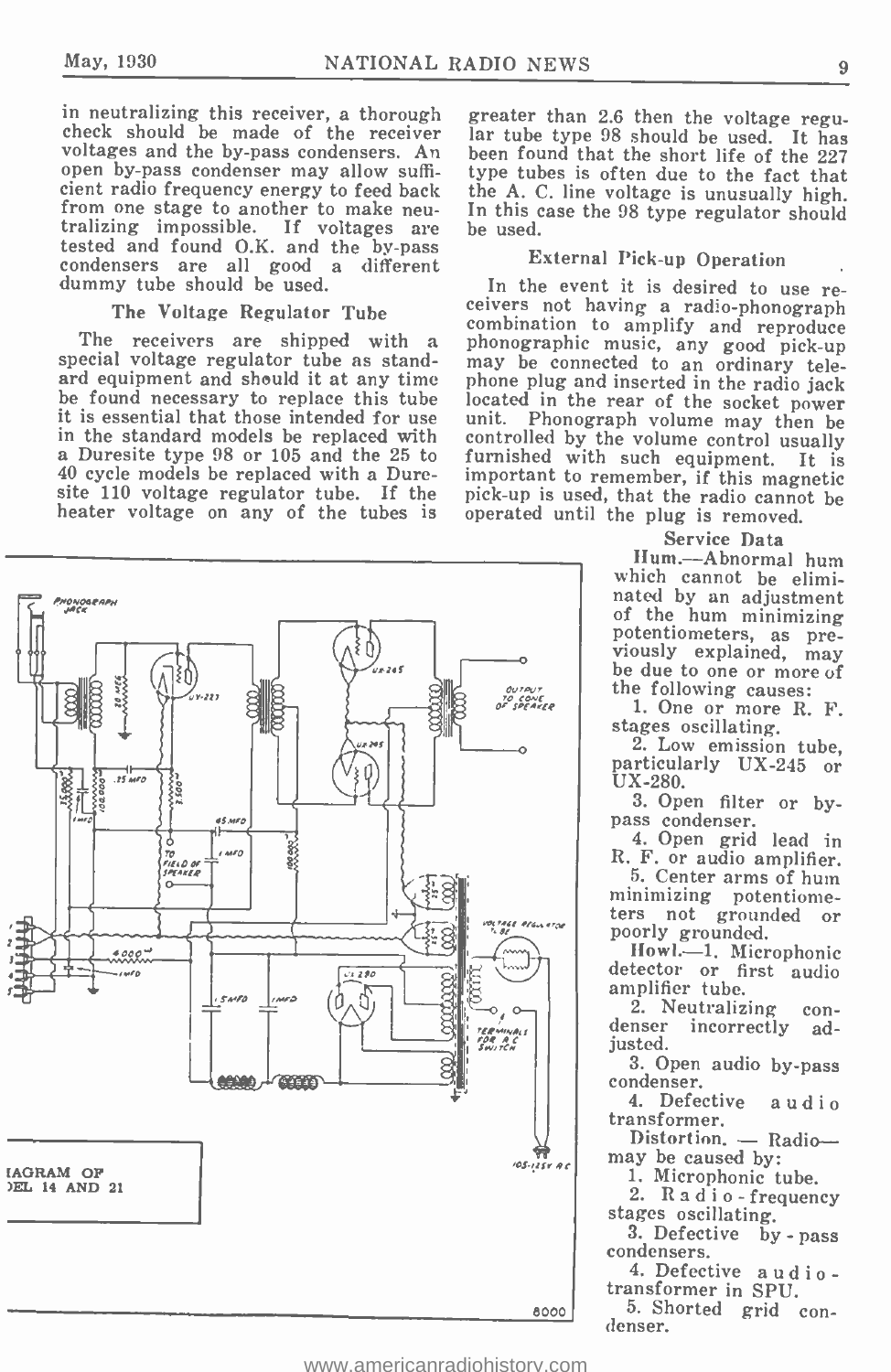in neutralizing this receiver, a thorough check should be made of the receiver voltages and the by-pass condensers. An open by-pass condenser may allow sufficient radio frequency energy to feed back from one stage to another to make neutralizing impossible. If voltages are tested and found O.K. and the by-pass condensers are all good a different dummy tube should be used.

### The Voltage Regulator Tube

The receivers are shipped with a special voltage regulator tube as standard equipment and should it at any time be found necessary to replace this tube it is essential that those intended for use in the standard models be replaced with a Duresite type 98 or 105 and the 25 to 40 cycle models be replaced with a Duresite 110 voltage regulator tube. If the heater voltage on any of the tubes is greater than 2.6 then the voltage regular tube type 98 should be used. It has been found that the short life of the 227 type tubes is often due to the fact that the A. C. line voltage is unusually high. In this case the 98 type regulator should be used.

### External Pick-up Operation

In the event it is desired to use receivers not having a radio-phonograph combination to amplify and reproduce phonographic music, any good pick-up may be connected to an ordinary telephone plug and inserted in the radio jack located in the rear of the socket power unit. Phonograph volume may then be controlled by the volume control usually furnished with such equipment. It is important to remember, if this magnetic pick-up is used, that the radio cannot be operated until the plug is removed.

### Service Data

**Hum.**—Abnormal hum which cannot be eliminated by an adjustment of the hum minimizing potentiometers, as previously explained, may be due to one or more of the following causes:

1. One or more R. F. stages oscillating.
2. Low emission tube, particularly UX-245 or UX-280.
3. Open filter or by-pass condenser.
4. Open grid lead in R. F. or audio amplifier.
5. Center arms of hum minimizing potentiometers not grounded or poorly grounded.

**Howl.**—1. Microphonic detector or first audio amplifier tube.

2. Neutralizing condenser incorrectly adjusted.
3. Open audio by-pass condenser.
4. Defective audio transformer.

**Distortion.** — Radio— may be caused by:

1. Microphonic tube.
2. Radio-frequency stages oscillating.
3. Defective by-pass condensers.
4. Defective audio-transformer in SPU.
5. Shorted grid condenser.

IAGRAM OF
)EL 14 AND 21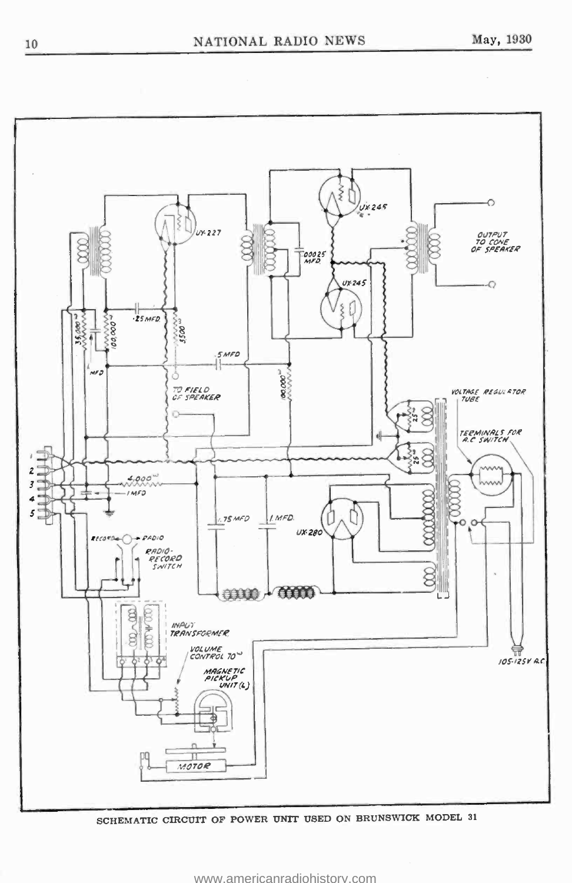SCHEMATIC CIRCUIT OF POWER UNIT USED ON BRUNSWICK MODEL 31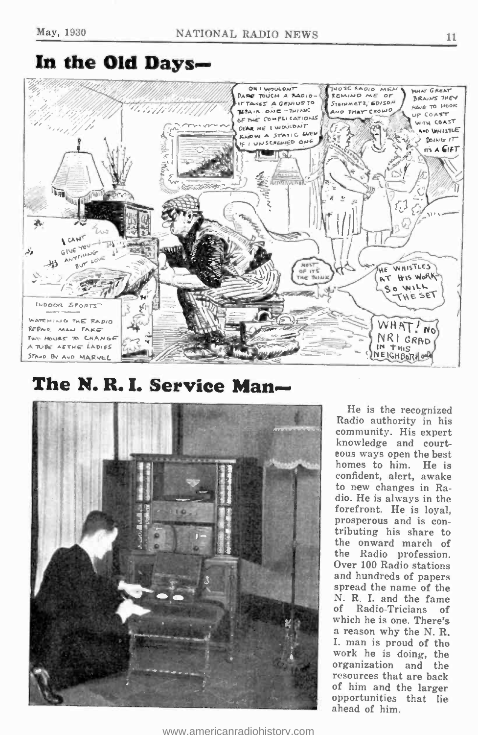## In the Old Days—

OH I WOULDN'T DARE TOUCH A RADIO—IT TAKES A GENIUS TO REPAIR ONE—THINK OF THE COMPLICATIONS DEAR ME I WOULDN'T KNOW A STATIC EVEN IF I UNSCREWED ONE

THOSE RADIO MEN REMIND ME OF STEINMETZ, EDISON AND THAT CROWD

WHAT GREAT BRAINS THEY HAVE TO HOOK UP COAST WITH COAST AND WHISTLE DOING IT ITS A GIFT

I CAN'T GIVE YOU ANYTHING BUT LOVE

MOST OF IT'S THE BUNK

HE WHISTLES AT HIS WORK—SO WILL THE SET

WHAT! NO NRI GRAD IN THIS NEIGHBORHOOD

INDOOR SPORTS

WATCHING THE RADIO REPAIR MAN TAKE TWO HOURS TO CHANGE A TUBE AS THE LADIES STAND BY AND MARVEL

## The N. R. I. Service Man—

He is the recognized Radio authority in his community. His expert knowledge and courteous ways open the best homes to him. He is confident, alert, awake to new changes in Radio. He is always in the forefront. He is loyal, prosperous and is contributing his share to the onward march of the Radio profession. Over 100 Radio stations and hundreds of papers spread the name of the N. R. I. and the fame of Radio-Tricians of which he is one. There's a reason why the N. R. I. man is proud of the work he is doing, the organization and the resources that are back of him and the larger opportunities that lie ahead of him.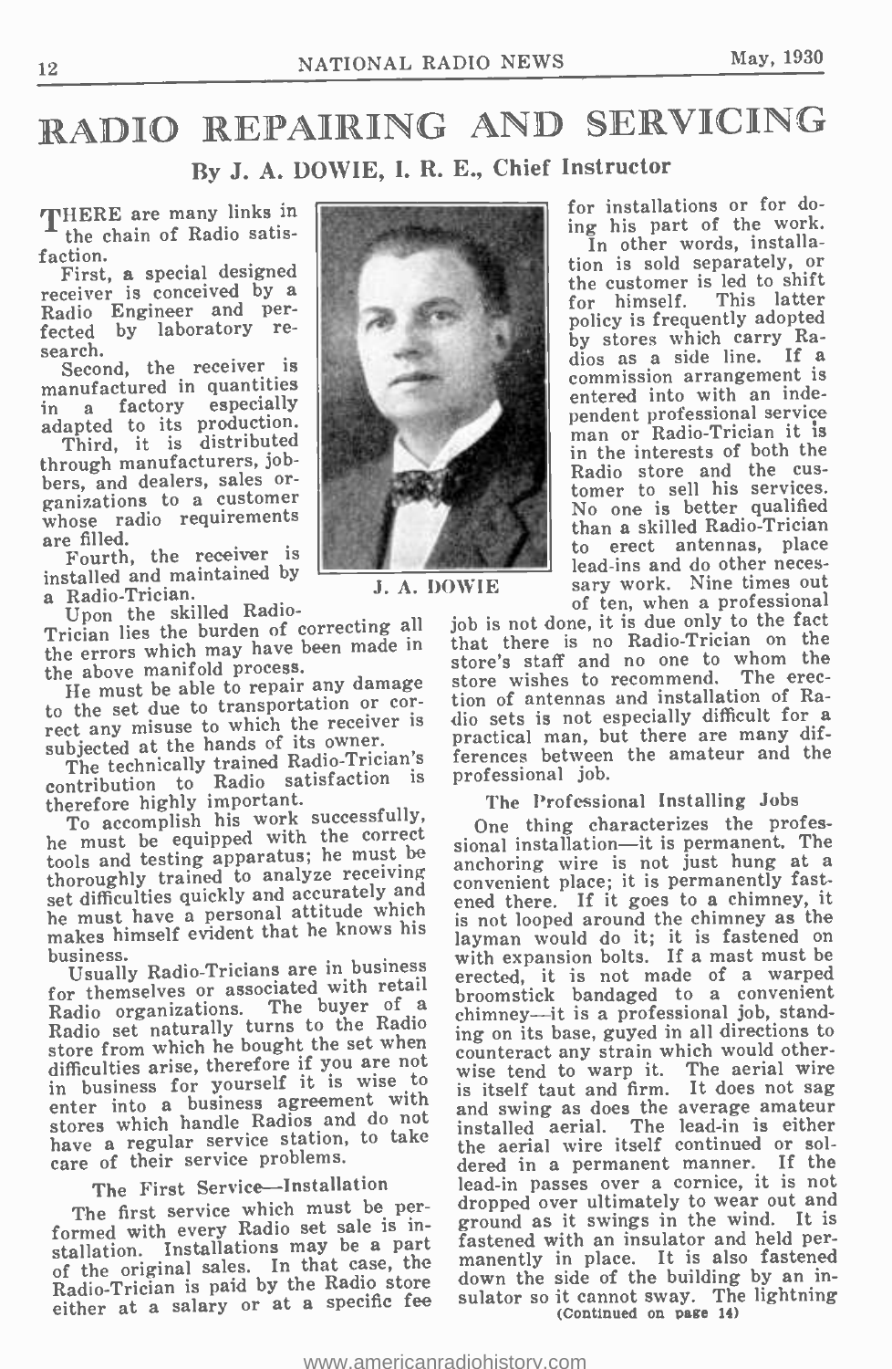# RADIO REPAIRING AND SERVICING

**By J. A. DOWIE, I. R. E., Chief Instructor**

THERE are many links in the chain of Radio satisfaction.

First, a special designed receiver is conceived by a Radio Engineer and perfected by laboratory research.

Second, the receiver is manufactured in quantities in a factory especially adapted to its production.

Third, it is distributed through manufacturers, jobbers, and dealers, sales organizations to a customer whose radio requirements are filled.

Fourth, the receiver is installed and maintained by a Radio-Trician.

J. A. DOWIE

Upon the skilled Radio-Trician lies the burden of correcting all the errors which may have been made in the above manifold process.

He must be able to repair any damage to the set due to transportation or correct any misuse to which the receiver is subjected at the hands of its owner.

The technically trained Radio-Trician's contribution to Radio satisfaction is therefore highly important.

To accomplish his work successfully, he must be equipped with the correct tools and testing apparatus; he must be thoroughly trained to analyze receiving set difficulties quickly and accurately and he must have a personal attitude which makes himself evident that he knows his business.

Usually Radio-Tricians are in business for themselves or associated with retail Radio organizations. The buyer of a Radio set naturally turns to the Radio store from which he bought the set when difficulties arise, therefore if you are not in business for yourself it is wise to enter into a business agreement with stores which handle Radios and do not have a regular service station, to take care of their service problems.

### The First Service—Installation

The first service which must be performed with every Radio set sale is installation. Installations may be a part of the original sales. In that case, the Radio-Trician is paid by the Radio store either at a salary or at a specific fee for installations or for doing his part of the work.

In other words, installation is sold separately, or the customer is led to shift for himself. This latter policy is frequently adopted by stores which carry Radios as a side line. If a commission arrangement is entered into with an independent professional service man or Radio-Trician it is in the interests of both the Radio store and the customer to sell his services. No one is better qualified than a skilled Radio-Trician to erect antennas, place lead-ins and do other necessary work. Nine times out of ten, when a professional job is not done, it is due only to the fact that there is no Radio-Trician on the store's staff and no one to whom the store wishes to recommend. The erection of antennas and installation of Radio sets is not especially difficult for a practical man, but there are many differences between the amateur and the professional job.

### The Professional Installing Jobs

One thing characterizes the professional installation—it is permanent. The anchoring wire is not just hung at a convenient place; it is permanently fastened there. If it goes to a chimney, it is not looped around the chimney as the layman would do it; it is fastened on with expansion bolts. If a mast must be erected, it is not made of a warped broomstick bandaged to a convenient chimney—it is a professional job, standing on its base, guyed in all directions to counteract any strain which would otherwise tend to warp it. The aerial wire is itself taut and firm. It does not sag and swing as does the average amateur installed aerial. The lead-in is either the aerial wire itself continued or soldered in a permanent manner. If the lead-in passes over a cornice, it is not dropped over ultimately to wear out and ground as it swings in the wind. It is fastened with an insulator and held permanently in place. It is also fastened down the side of the building by an insulator so it cannot sway. The lightning

(Continued on page 14)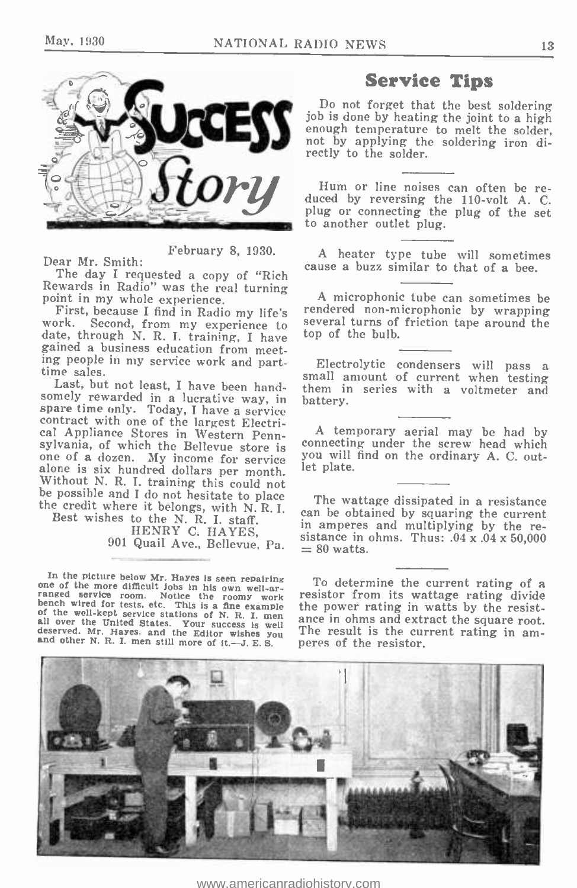# Success Story

February 8, 1930.

Dear Mr. Smith:

The day I requested a copy of "Rich Rewards in Radio" was the real turning point in my whole experience.

First, because I find in Radio my life's work. Second, from my experience to date, through N. R. I. training, I have gained a business education from meeting people in my service work and part-time sales.

Last, but not least, I have been handsomely rewarded in a lucrative way, in spare time only. Today, I have a service contract with one of the largest Electrical Appliance Stores in Western Pennsylvania, of which the Bellevue store is one of a dozen. My income for service alone is six hundred dollars per month. Without N. R. I. training this could not be possible and I do not hesitate to place the credit where it belongs, with N. R. I.

Best wishes to the N. R. I. staff.

HENRY C. HAYES,
901 Quail Ave., Bellevue, Pa.

In the picture below Mr. Hayes is seen repairing one of the more difficult jobs in his own well-arranged service room. Notice the roomy work bench wired for tests, etc. This is a fine example of the well-kept service stations of N. R. I. men all over the United States. Your success is well deserved, Mr. Hayes, and the Editor wishes you and other N. R. I. men still more of it.—J. E. S.

## Service Tips

Do not forget that the best soldering job is done by heating the joint to a high enough temperature to melt the solder, not by applying the soldering iron directly to the solder.

---

Hum or line noises can often be reduced by reversing the 110-volt A. C. plug or connecting the plug of the set to another outlet plug.

---

A heater type tube will sometimes cause a buzz similar to that of a bee.

---

A microphonic tube can sometimes be rendered non-microphonic by wrapping several turns of friction tape around the top of the bulb.

---

Electrolytic condensers will pass a small amount of current when testing them in series with a voltmeter and battery.

---

A temporary aerial may be had by connecting under the screw head which you will find on the ordinary A. C. outlet plate.

---

The wattage dissipated in a resistance can be obtained by squaring the current in amperes and multiplying by the resistance in ohms. Thus: $.04 \times .04 \times 50{,}000 = 80$ watts.

---

To determine the current rating of a resistor from its wattage rating divide the power rating in watts by the resistance in ohms and extract the square root. The result is the current rating in amperes of the resistor.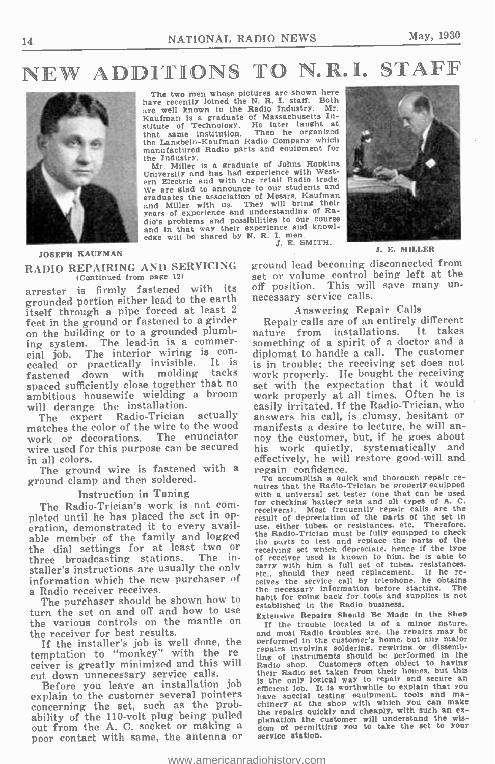# NEW ADDITIONS TO N.R.I. STAFF

The two men whose pictures are shown here have recently joined the N. R. I. staff. Both are well known to the Radio Industry. Mr. Kaufman is a graduate of Massachusetts Institute of Technology. He later taught at that same institution. Then he organized the Langbein-Kaufman Radio Company which manufactured Radio parts and equipment for the Industry.

Mr. Miller is a graduate of Johns Hopkins University and has had experience with Western Electric and with the retail Radio trade. We are glad to announce to our students and graduates the association of Messrs. Kaufman and Miller with us. They will bring their years of experience and understanding of Radio's problems and possibilities to our course and in that way their experience and knowledge will be shared by N. R. I. men.

J. E. SMITH.

JOSEPH KAUFMAN

J. E. MILLER

## RADIO REPAIRING AND SERVICING
(Continued from page 12)

arrester is firmly fastened with its grounded portion either lead to the earth itself through a pipe forced at least 2 feet in the ground or fastened to a girder on the building or to a grounded plumbing system. The lead-in is a commercial job. The interior wiring is concealed or practically invisible. It is fastened down with molding tacks spaced sufficiently close together that no ambitious housewife wielding a broom will derange the installation.

The expert Radio-Trician actually matches the color of the wire to the wood work or decorations. The enunciator wire used for this purpose can be secured in all colors.

The ground wire is fastened with a ground clamp and then soldered.

### Instruction in Tuning

The Radio-Trician's work is not completed until he has placed the set in operation, demonstrated it to every available member of the family and logged the dial settings for at least two or three broadcasting stations. The installer's instructions are usually the only information which the new purchaser of a Radio receiver receives.

The purchaser should be shown how to turn the set on and off and how to use the various controls on the mantle on the receiver for best results.

If the installer's job is well done, the temptation to "monkey" with the receiver is greatly minimized and this will cut down unnecessary service calls.

Before you leave an installation job explain to the customer several pointers concerning the set, such as the probability of the 110-volt plug being pulled out from the A. C. socket or making a poor contact with same, the antenna or ground lead becoming disconnected from set or volume control being left at the off position. This will save many unnecessary service calls.

### Answering Repair Calls

Repair calls are of an entirely different nature from installations. It takes something of a spirit of a doctor and a diplomat to handle a call. The customer is in trouble; the receiving set does not work properly. He bought the receiving set with the expectation that it would work properly at all times. Often he is easily irritated. If the Radio-Trician, who answers his call, is clumsy, hesitant or manifests a desire to lecture, he will annoy the customer, but, if he goes about his work quietly, systematically and effectively, he will restore good-will and regain confidence.

To accomplish a quick and thorough repair requires that the Radio-Trician be properly equipped with a universal set tester (one that can be used for checking battery sets and all types of A. C. receivers). Most frequently repair calls are the result of depreciation of the parts of the set in use, either tubes, or resistances, etc. Therefore, the Radio-Trician must be fully equipped to check the parts to test and replace the parts of the receiving set which depreciate, hence if the type of receiver used is known to him, he is able to carry with him a full set of tubes, resistances, etc., should they need replacement. If he receives the service call by telephone, he obtains the necessary information before starting. The habit for going back for tools and supplies is not established in the Radio business.

### Extensive Repairs Should Be Made in the Shop

If the trouble located is of a minor nature, and most Radio troubles are, the repairs may be performed in the customer's home, but any major repairs involving soldering, rewiring or dissembling of instruments should be performed in the Radio shop. Customers often object to having their Radio set taken from their homes, but this is the only logical way to repair and secure an efficient job. It is worthwhile to explain that you have special testing equipment, tools and machinery at the shop with which you can make the repairs quickly and cheaply, with such an explanation the customer will understand the wisdom of permitting you to take the set to your service station.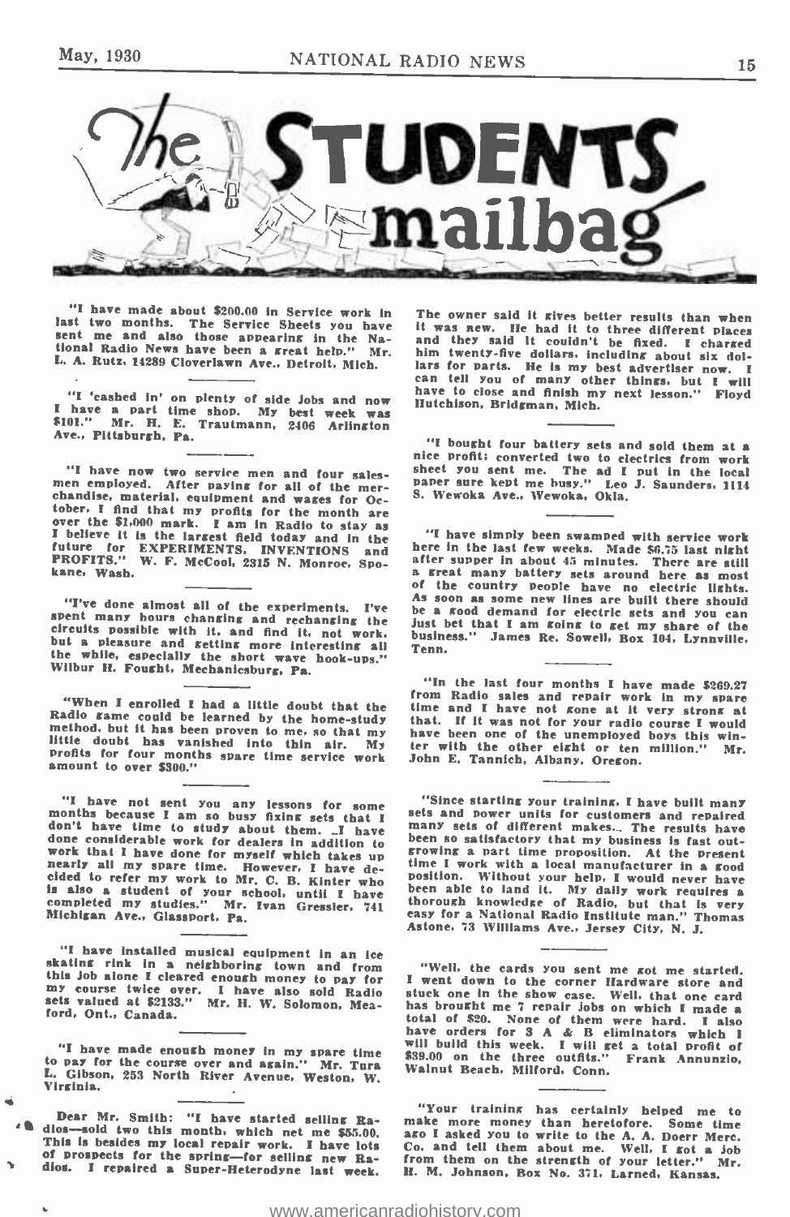# The STUDENTS mailbag

"I have made about $200.00 in Service work in last two months. The Service Sheets you have sent me and also those appearing in the National Radio News have been a great help." Mr. L. A. Rutz, 14289 Cloverlawn Ave., Detroit, Mich.

---

"I 'cashed in' on plenty of side jobs and now I have a part time shop. My best week was $101." Mr. H. E. Trautmann, 2406 Arlington Ave., Pittsburgh, Pa.

---

"I have now two service men and four salesmen employed. After paying for all of the merchandise, material, equipment and wages for October, I find that my profits for the month are over the $1,000 mark. I am in Radio to stay as I believe it is the largest field today and in the future for EXPERIMENTS, INVENTIONS and PROFITS." W. F. McCool, 2315 N. Monroe, Spokane, Wash.

---

"I've done almost all of the experiments. I've spent many hours changing and rechanging the circuits possible with it, and find it, not work, but a pleasure and getting more interesting all the while, especially the short wave hook-ups." Wilbur H. Fought, Mechanicsburg, Pa.

---

"When I enrolled I had a little doubt that the Radio game could be learned by the home-study method, but it has been proven to me, so that my little doubt has vanished into thin air. My profits for four months spare time service work amount to over $300."

---

"I have not sent you any lessons for some months because I am so busy fixing sets that I don't have time to study about them. I have done considerable work for dealers in addition to work that I have done for myself which takes up nearly all my spare time. However, I have decided to refer my work to Mr. C. B. Kinter who is also a student of your school, until I have completed my studies." Mr. Ivan Gressler, 741 Michigan Ave., Glassport, Pa.

---

"I have installed musical equipment in an ice skating rink in a neighboring town and from this job alone I cleared enough money to pay for my course twice over. I have also sold Radio sets valued at $2133." Mr. H. W. Solomon, Meaford, Ont., Canada.

---

"I have made enough money in my spare time to pay for the course over and again." Mr. Tura L. Gibson, 253 North River Avenue, Weston, W. Virginia.

---

Dear Mr. Smith: "I have started selling Radios—sold two this month, which net me $55.00. This is besides my local repair work. I have lots of prospects for the spring—for selling new Radios. I repaired a Super-Heterodyne last week. The owner said it gives better results than when it was new. He had it to three different places and they said it couldn't be fixed. I charged him twenty-five dollars, including about six dollars for parts. He is my best advertiser now. I can tell you of many other things, but I will have to close and finish my next lesson." Floyd Hutchison, Bridgman, Mich.

---

"I bought four battery sets and sold them at a nice profit; converted two to electrics from work sheet you sent me. The ad I put in the local paper sure kept me busy." Leo J. Saunders, 1114 S. Wewoka Ave., Wewoka, Okla.

---

"I have simply been swamped with service work here in the last few weeks. Made $6.75 last night after supper in about 45 minutes. There are still a great many battery sets around here as most of the country people have no electric lights. As soon as some new lines are built there should be a good demand for electric sets and you can just bet that I am going to get my share of the business." James Re. Sowell, Box 104, Lynnville, Tenn.

---

"In the last four months I have made $269.27 from Radio sales and repair work in my spare time and I have not gone at it very strong at that. If it was not for your radio course I would have been one of the unemployed boys this winter with the other eight or ten million." Mr. John E. Tannich, Albany, Oregon.

---

"Since starting your training, I have built many sets and power units for customers and repaired many sets of different makes. The results have been so satisfactory that my business is fast outgrowing a part time proposition. At the present time I work with a local manufacturer in a good position. Without your help, I would never have been able to land it. My daily work requires a thorough knowledge of Radio, but that is very easy for a National Radio Institute man." Thomas Astone, 73 Williams Ave., Jersey City, N. J.

---

"Well, the cards you sent me got me started. I went down to the corner Hardware store and stuck one in the show case. Well, that one card has brought me 7 repair jobs on which I made a total of $20. None of them were hard. I also have orders for 3 A & B eliminators which I will build this week. I will get a total profit of $39.00 on the three outfits." Frank Annunzio, Walnut Beach, Milford, Conn.

---

"Your training has certainly helped me to make more money than heretofore. Some time ago I asked you to write to the A. A. Doerr Merc. Co. and tell them about me. Well, I got a job from them on the strength of your letter." Mr. H. M. Johnson, Box No. 371, Larned, Kansas.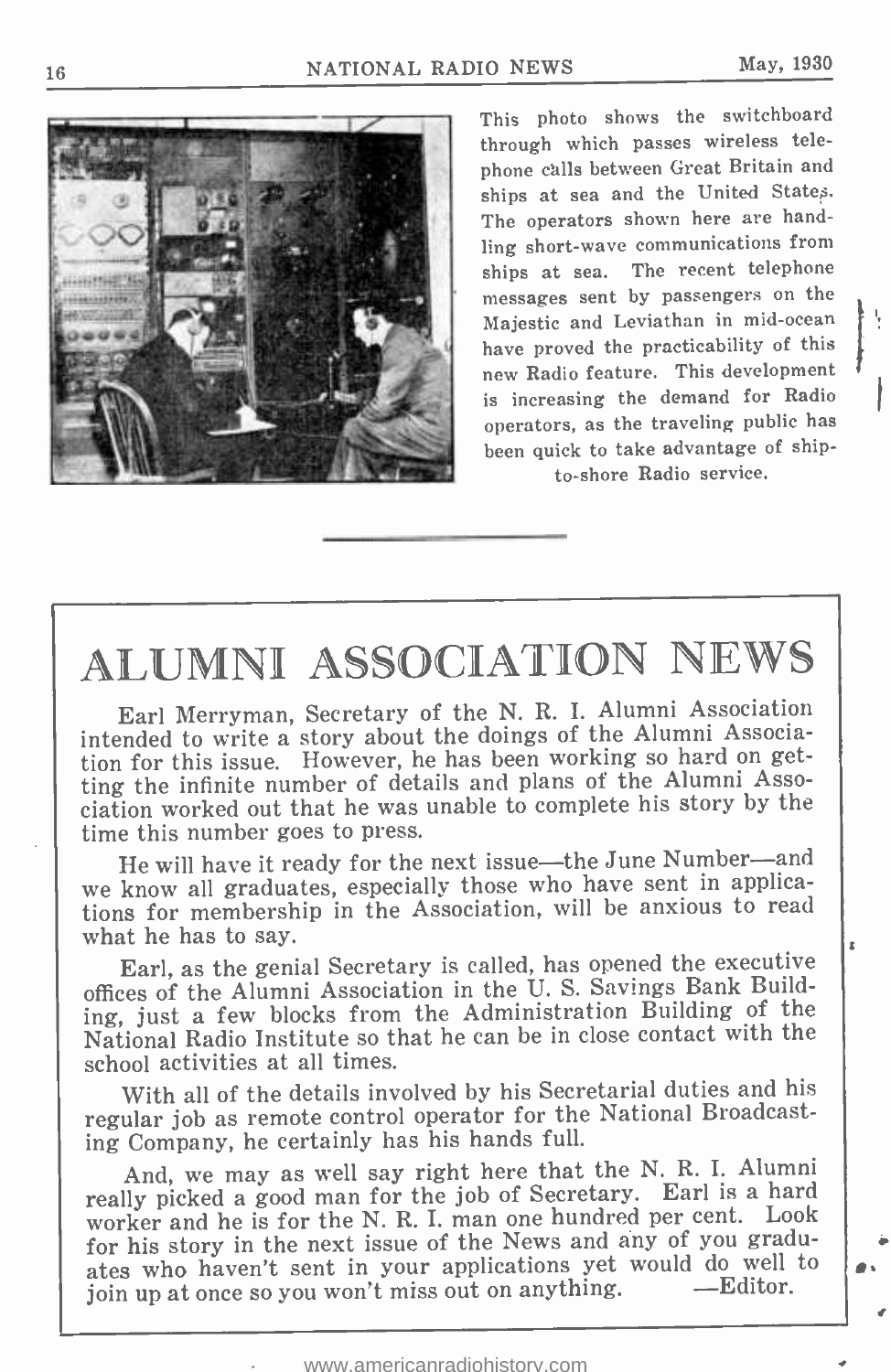This photo shows the switchboard through which passes wireless telephone calls between Great Britain and ships at sea and the United States. The operators shown here are handling short-wave communications from ships at sea. The recent telephone messages sent by passengers on the Majestic and Leviathan in mid-ocean have proved the practicability of this new Radio feature. This development is increasing the demand for Radio operators, as the traveling public has been quick to take advantage of ship-to-shore Radio service.

# ALUMNI ASSOCIATION NEWS

Earl Merryman, Secretary of the N. R. I. Alumni Association intended to write a story about the doings of the Alumni Association for this issue. However, he has been working so hard on getting the infinite number of details and plans of the Alumni Association worked out that he was unable to complete his story by the time this number goes to press.

He will have it ready for the next issue—the June Number—and we know all graduates, especially those who have sent in applications for membership in the Association, will be anxious to read what he has to say.

Earl, as the genial Secretary is called, has opened the executive offices of the Alumni Association in the U. S. Savings Bank Building, just a few blocks from the Administration Building of the National Radio Institute so that he can be in close contact with the school activities at all times.

With all of the details involved by his Secretarial duties and his regular job as remote control operator for the National Broadcasting Company, he certainly has his hands full.

And, we may as well say right here that the N. R. I. Alumni really picked a good man for the job of Secretary. Earl is a hard worker and he is for the N. R. I. man one hundred per cent. Look for his story in the next issue of the News and any of you graduates who haven't sent in your applications yet would do well to join up at once so you won't miss out on anything. —Editor.